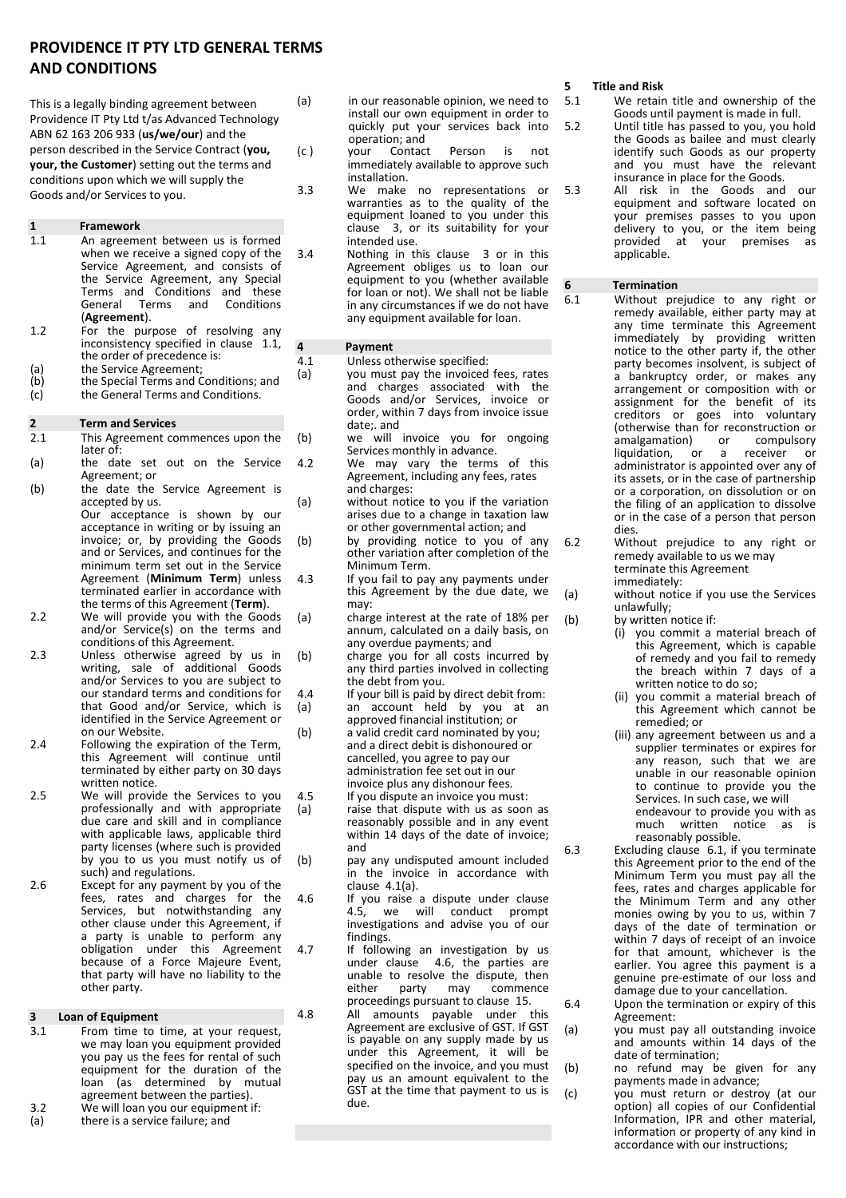# PROVIDENCE IT PTY LTD GENERAL TERMS AND CONDITIONS

This is a legally binding agreement between Providence IT Pty Ltd t/as Advanced Technology ABN 62 163 206 933 (**us/we/our**) and the person described in the Service Contract (**you, your, the Customer**) setting out the terms and conditions upon which we will supply the Goods and/or Services to you.

## 1 Framework

1.1 An agreement between us is formed when we receive a signed copy of the Service Agreement, and consists of the Service Agreement, any Special Terms and Conditions and these General Terms and Conditions (**Agreement**).

1.2 For the purpose of resolving any inconsistency specified in clause 1.1, the order of precedence is:

(a) the Service Agreement;
(b) the Special Terms and Conditions; and
(c) the General Terms and Conditions.

## 2 Term and Services

2.1 This Agreement commences upon the later of:

(a) the date set out on the Service Agreement; or
(b) the date the Service Agreement is accepted by us.

Our acceptance is shown by our acceptance in writing or by issuing an invoice; or, by providing the Goods and or Services, and continues for the minimum term set out in the Service Agreement (**Minimum Term**) unless terminated earlier in accordance with the terms of this Agreement (**Term**).

2.2 We will provide you with the Goods and/or Service(s) on the terms and conditions of this Agreement.

2.3 Unless otherwise agreed by us in writing, sale of additional Goods and/or Services to you are subject to our standard terms and conditions for that Good and/or Service, which is identified in the Service Agreement or on our Website.

2.4 Following the expiration of the Term, this Agreement will continue until terminated by either party on 30 days written notice.

2.5 We will provide the Services to you professionally and with appropriate due care and skill and in compliance with applicable laws, applicable third party licenses (where such is provided by you to us you must notify us of such) and regulations.

2.6 Except for any payment by you of the fees, rates and charges for the Services, but notwithstanding any other clause under this Agreement, if a party is unable to perform any obligation under this Agreement because of a Force Majeure Event, that party will have no liability to the other party.

## 3 Loan of Equipment

3.1 From time to time, at your request, we may loan you equipment provided you pay us the fees for rental of such equipment for the duration of the loan (as determined by mutual agreement between the parties).

3.2 We will loan you our equipment if:

(a) there is a service failure; and
(a) in our reasonable opinion, we need to install our own equipment in order to quickly put your services back into operation; and
(c ) your Contact Person is not immediately available to approve such installation.

3.3 We make no representations or warranties as to the quality of the equipment loaned to you under this clause 3, or its suitability for your intended use.

3.4 Nothing in this clause 3 or in this Agreement obliges us to loan our equipment to you (whether available for loan or not). We shall not be liable in any circumstances if we do not have any equipment available for loan.

## 4 Payment

4.1 Unless otherwise specified:

(a) you must pay the invoiced fees, rates and charges associated with the Goods and/or Services, invoice or order, within 7 days from invoice issue date;. and
(b) we will invoice you for ongoing Services monthly in advance.

4.2 We may vary the terms of this Agreement, including any fees, rates and charges:

(a) without notice to you if the variation arises due to a change in taxation law or other governmental action; and
(b) by providing notice to you of any other variation after completion of the Minimum Term.

4.3 If you fail to pay any payments under this Agreement by the due date, we may:

(a) charge interest at the rate of 18% per annum, calculated on a daily basis, on any overdue payments; and
(b) charge you for all costs incurred by any third parties involved in collecting the debt from you.

4.4 If your bill is paid by direct debit from:

(a) an account held by you at an approved financial institution; or
(b) a valid credit card nominated by you;

and a direct debit is dishonoured or cancelled, you agree to pay our administration fee set out in our invoice plus any dishonour fees.

4.5 If you dispute an invoice you must:

(a) raise that dispute with us as soon as reasonably possible and in any event within 14 days of the date of invoice; and
(b) pay any undisputed amount included in the invoice in accordance with clause 4.1(a).

4.6 If you raise a dispute under clause 4.5, we will conduct prompt investigations and advise you of our findings.

4.7 If following an investigation by us under clause 4.6, the parties are unable to resolve the dispute, then either party may commence proceedings pursuant to clause 15.

4.8 All amounts payable under this Agreement are exclusive of GST. If GST is payable on any supply made by us under this Agreement, it will be specified on the invoice, and you must pay us an amount equivalent to the GST at the time that payment to us is due.

## 5 Title and Risk

5.1 We retain title and ownership of the Goods until payment is made in full.

5.2 Until title has passed to you, you hold the Goods as bailee and must clearly identify such Goods as our property and you must have the relevant insurance in place for the Goods.

5.3 All risk in the Goods and our equipment and software located on your premises passes to you upon delivery to you, or the item being provided at your premises as applicable.

## 6 Termination

6.1 Without prejudice to any right or remedy available, either party may at any time terminate this Agreement immediately by providing written notice to the other party if, the other party becomes insolvent, is subject of a bankruptcy order, or makes any arrangement or composition with or assignment for the benefit of its creditors or goes into voluntary (otherwise than for reconstruction or amalgamation) or compulsory liquidation, or a receiver or administrator is appointed over any of its assets, or in the case of partnership or a corporation, on dissolution or on the filing of an application to dissolve or in the case of a person that person dies.

6.2 Without prejudice to any right or remedy available to us we may terminate this Agreement immediately:

(a) without notice if you use the Services unlawfully;
(b) by written notice if:
  (i) you commit a material breach of this Agreement, which is capable of remedy and you fail to remedy the breach within 7 days of a written notice to do so;
  (ii) you commit a material breach of this Agreement which cannot be remedied; or
  (iii) any agreement between us and a supplier terminates or expires for any reason, such that we are unable in our reasonable opinion to continue to provide you the Services. In such case, we will endeavour to provide you with as much written notice as is reasonably possible.

6.3 Excluding clause 6.1, if you terminate this Agreement prior to the end of the Minimum Term you must pay all the fees, rates and charges applicable for the Minimum Term and any other monies owing by you to us, within 7 days of the date of termination or within 7 days of receipt of an invoice for that amount, whichever is the earlier. You agree this payment is a genuine pre-estimate of our loss and damage due to your cancellation.

6.4 Upon the termination or expiry of this Agreement:

(a) you must pay all outstanding invoice and amounts within 14 days of the date of termination;
(b) no refund may be given for any payments made in advance;
(c) you must return or destroy (at our option) all copies of our Confidential Information, IPR and other material, information or property of any kind in accordance with our instructions;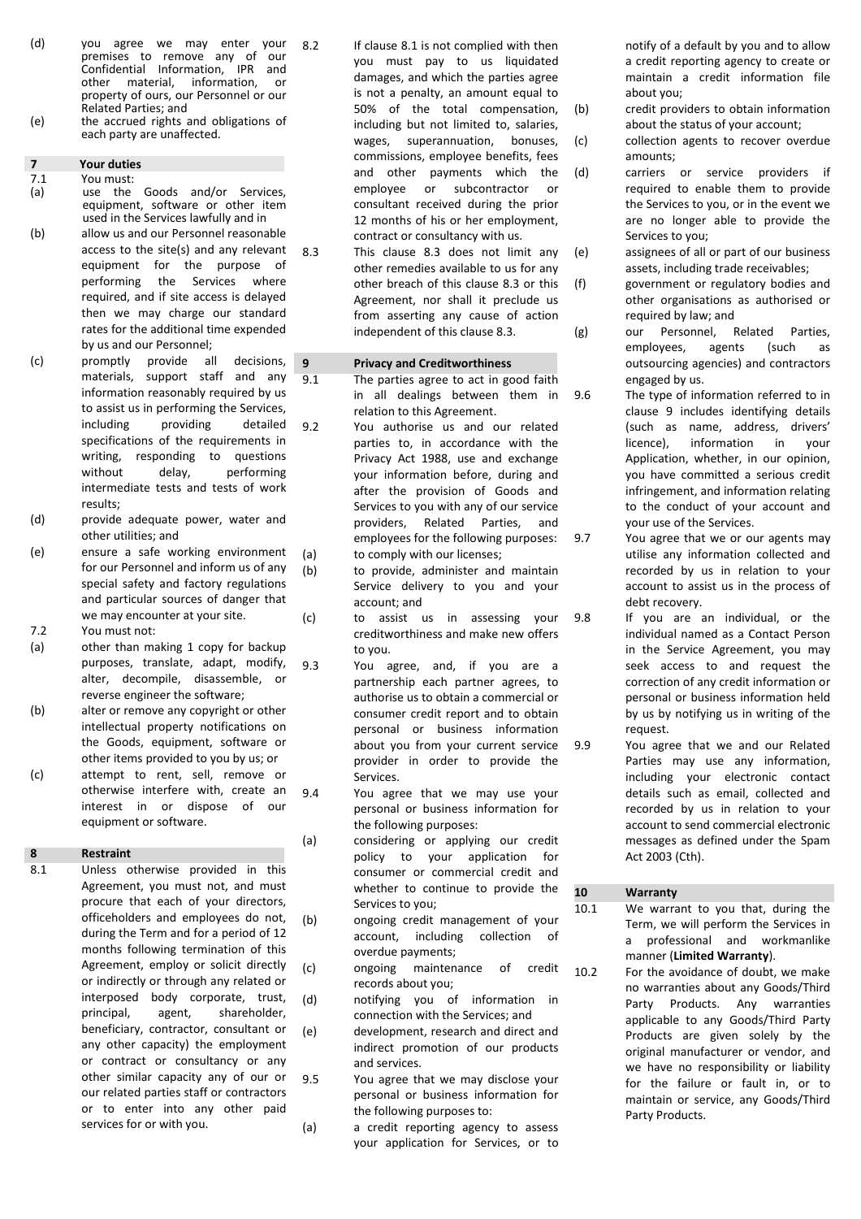(d) you agree we may enter your premises to remove any of our Confidential Information, IPR and other material, information, or property of ours, our Personnel or our Related Parties; and

(e) the accrued rights and obligations of each party are unaffected.

## 7 Your duties

7.1 You must:

(a) use the Goods and/or Services, equipment, software or other item used in the Services lawfully and in

(b) allow us and our Personnel reasonable access to the site(s) and any relevant equipment for the purpose of performing the Services where required, and if site access is delayed then we may charge our standard rates for the additional time expended by us and our Personnel;

(c) promptly provide all decisions, materials, support staff and any information reasonably required by us to assist us in performing the Services, including providing detailed specifications of the requirements in writing, responding to questions without delay, performing intermediate tests and tests of work results;

(d) provide adequate power, water and other utilities; and

(e) ensure a safe working environment for our Personnel and inform us of any special safety and factory regulations and particular sources of danger that we may encounter at your site.

7.2 You must not:

(a) other than making 1 copy for backup purposes, translate, adapt, modify, alter, decompile, disassemble, or reverse engineer the software;

(b) alter or remove any copyright or other intellectual property notifications on the Goods, equipment, software or other items provided to you by us; or

(c) attempt to rent, sell, remove or otherwise interfere with, create an interest in or dispose of our equipment or software.

## 8 Restraint

8.1 Unless otherwise provided in this Agreement, you must not, and must procure that each of your directors, officeholders and employees do not, during the Term and for a period of 12 months following termination of this Agreement, employ or solicit directly or indirectly or through any related or interposed body corporate, trust, principal, agent, shareholder, beneficiary, contractor, consultant or any other capacity) the employment or contract or consultancy or any other similar capacity any of our or our related parties staff or contractors or to enter into any other paid services for or with you.

8.2 If clause 8.1 is not complied with then you must pay to us liquidated damages, and which the parties agree is not a penalty, an amount equal to 50% of the total compensation, including but not limited to, salaries, wages, superannuation, bonuses, commissions, employee benefits, fees and other payments which the employee or subcontractor or consultant received during the prior 12 months of his or her employment, contract or consultancy with us.

8.3 This clause 8.3 does not limit any other remedies available to us for any other breach of this clause 8.3 or this Agreement, nor shall it preclude us from asserting any cause of action independent of this clause 8.3.

## 9 Privacy and Creditworthiness

9.1 The parties agree to act in good faith in all dealings between them in relation to this Agreement.

9.2 You authorise us and our related parties to, in accordance with the Privacy Act 1988, use and exchange your information before, during and after the provision of Goods and Services to you with any of our service providers, Related Parties, and employees for the following purposes:

(a) to comply with our licenses;

(b) to provide, administer and maintain Service delivery to you and your account; and

(c) to assist us in assessing your creditworthiness and make new offers to you.

9.3 You agree, and, if you are a partnership each partner agrees, to authorise us to obtain a commercial or consumer credit report and to obtain personal or business information about you from your current service provider in order to provide the Services.

9.4 You agree that we may use your personal or business information for the following purposes:

(a) considering or applying our credit policy to your application for consumer or commercial credit and whether to continue to provide the Services to you;

(b) ongoing credit management of your account, including collection of overdue payments;

(c) ongoing maintenance of credit records about you;

(d) notifying you of information in connection with the Services; and

(e) development, research and direct and indirect promotion of our products and services.

9.5 You agree that we may disclose your personal or business information for the following purposes to:

(a) a credit reporting agency to assess your application for Services, or to notify of a default by you and to allow a credit reporting agency to create or maintain a credit information file about you;

(b) credit providers to obtain information about the status of your account;

(c) collection agents to recover overdue amounts;

(d) carriers or service providers if required to enable them to provide the Services to you, or in the event we are no longer able to provide the Services to you;

(e) assignees of all or part of our business assets, including trade receivables;

(f) government or regulatory bodies and other organisations as authorised or required by law; and

(g) our Personnel, Related Parties, employees, agents (such as outsourcing agencies) and contractors engaged by us.

9.6 The type of information referred to in clause 9 includes identifying details (such as name, address, drivers' licence), information in your Application, whether, in our opinion, you have committed a serious credit infringement, and information relating to the conduct of your account and your use of the Services.

9.7 You agree that we or our agents may utilise any information collected and recorded by us in relation to your account to assist us in the process of debt recovery.

9.8 If you are an individual, or the individual named as a Contact Person in the Service Agreement, you may seek access to and request the correction of any credit information or personal or business information held by us by notifying us in writing of the request.

9.9 You agree that we and our Related Parties may use any information, including your electronic contact details such as email, collected and recorded by us in relation to your account to send commercial electronic messages as defined under the Spam Act 2003 (Cth).

## 10 Warranty

10.1 We warrant to you that, during the Term, we will perform the Services in a professional and workmanlike manner (**Limited Warranty**).

10.2 For the avoidance of doubt, we make no warranties about any Goods/Third Party Products. Any warranties applicable to any Goods/Third Party Products are given solely by the original manufacturer or vendor, and we have no responsibility or liability for the failure or fault in, or to maintain or service, any Goods/Third Party Products.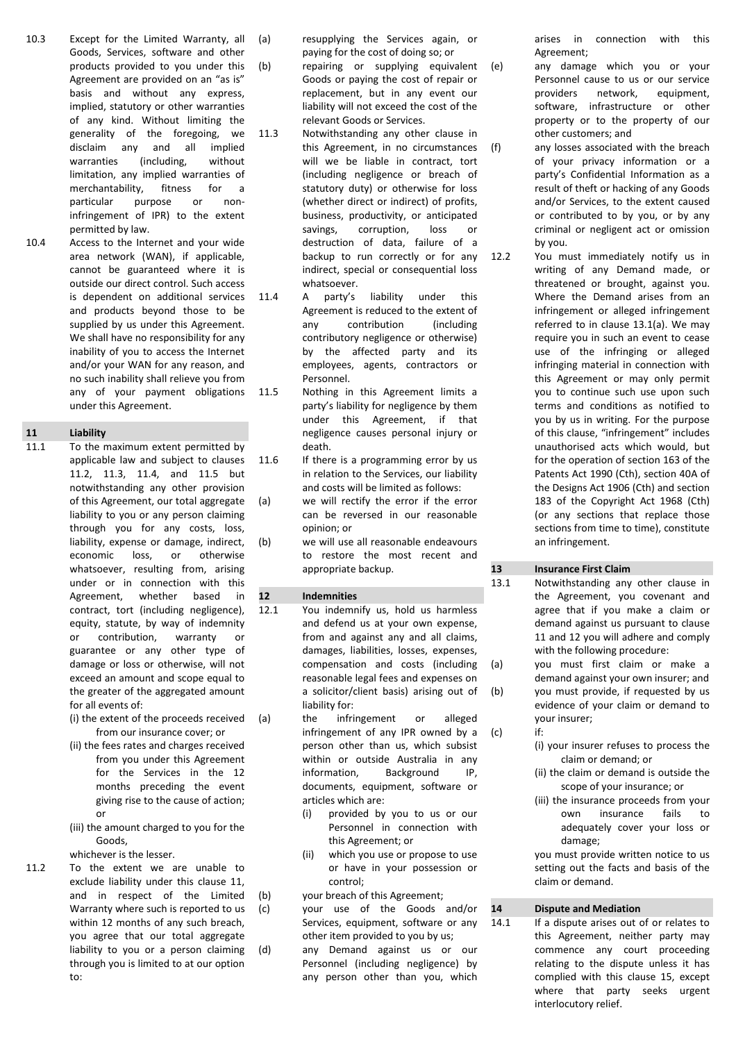10.3 Except for the Limited Warranty, all Goods, Services, software and other products provided to you under this Agreement are provided on an "as is" basis and without any express, implied, statutory or other warranties of any kind. Without limiting the generality of the foregoing, we disclaim any and all implied warranties (including, without limitation, any implied warranties of merchantability, fitness for a particular purpose or non-infringement of IPR) to the extent permitted by law.

10.4 Access to the Internet and your wide area network (WAN), if applicable, cannot be guaranteed where it is outside our direct control. Such access is dependent on additional services and products beyond those to be supplied by us under this Agreement. We shall have no responsibility for any inability of you to access the Internet and/or your WAN for any reason, and no such inability shall relieve you from any of your payment obligations under this Agreement.

## 11 Liability

11.1 To the maximum extent permitted by applicable law and subject to clauses 11.2, 11.3, 11.4, and 11.5 but notwithstanding any other provision of this Agreement, our total aggregate liability to you or any person claiming through you for any costs, loss, liability, expense or damage, indirect, economic loss, or otherwise whatsoever, resulting from, arising under or in connection with this Agreement, whether based in contract, tort (including negligence), equity, statute, by way of indemnity or contribution, warranty or guarantee or any other type of damage or loss or otherwise, will not exceed an amount and scope equal to the greater of the aggregated amount for all events of:

(i) the extent of the proceeds received from our insurance cover; or

(ii) the fees rates and charges received from you under this Agreement for the Services in the 12 months preceding the event giving rise to the cause of action; or

(iii) the amount charged to you for the Goods,

whichever is the lesser.

11.2 To the extent we are unable to exclude liability under this clause 11, and in respect of the Limited Warranty where such is reported to us within 12 months of any such breach, you agree that our total aggregate liability to you or a person claiming through you is limited to at our option to:

(a) resupplying the Services again, or paying for the cost of doing so; or

(b) repairing or supplying equivalent Goods or paying the cost of repair or replacement, but in any event our liability will not exceed the cost of the relevant Goods or Services.

11.3 Notwithstanding any other clause in this Agreement, in no circumstances will we be liable in contract, tort (including negligence or breach of statutory duty) or otherwise for loss (whether direct or indirect) of profits, business, productivity, or anticipated savings, corruption, loss or destruction of data, failure of a backup to run correctly or for any indirect, special or consequential loss whatsoever.

11.4 A party's liability under this Agreement is reduced to the extent of any contribution (including contributory negligence or otherwise) by the affected party and its employees, agents, contractors or Personnel.

11.5 Nothing in this Agreement limits a party's liability for negligence by them under this Agreement, if that negligence causes personal injury or death.

11.6 If there is a programming error by us in relation to the Services, our liability and costs will be limited as follows:

(a) we will rectify the error if the error can be reversed in our reasonable opinion; or

(b) we will use all reasonable endeavours to restore the most recent and appropriate backup.

## 12 Indemnities

12.1 You indemnify us, hold us harmless and defend us at your own expense, from and against any and all claims, damages, liabilities, losses, expenses, compensation and costs (including reasonable legal fees and expenses on a solicitor/client basis) arising out of liability for:

(a) the infringement or alleged infringement of any IPR owned by a person other than us, which subsist within or outside Australia in any information, Background IP, documents, equipment, software or articles which are:

(i) provided by you to us or our Personnel in connection with this Agreement; or

(ii) which you use or propose to use or have in your possession or control;

(b) your breach of this Agreement;

(c) your use of the Goods and/or Services, equipment, software or any other item provided to you by us;

(d) any Demand against us or our Personnel (including negligence) by any person other than you, which arises in connection with this Agreement;

(e) any damage which you or your Personnel cause to us or our service providers network, equipment, software, infrastructure or other property or to the property of our other customers; and

(f) any losses associated with the breach of your privacy information or a party's Confidential Information as a result of theft or hacking of any Goods and/or Services, to the extent caused or contributed to by you, or by any criminal or negligent act or omission by you.

12.2 You must immediately notify us in writing of any Demand made, or threatened or brought, against you. Where the Demand arises from an infringement or alleged infringement referred to in clause 13.1(a). We may require you in such an event to cease use of the infringing or alleged infringing material in connection with this Agreement or may only permit you to continue such use upon such terms and conditions as notified to you by us in writing. For the purpose of this clause, "infringement" includes unauthorised acts which would, but for the operation of section 163 of the Patents Act 1990 (Cth), section 40A of the Designs Act 1906 (Cth) and section 183 of the Copyright Act 1968 (Cth) (or any sections that replace those sections from time to time), constitute an infringement.

## 13 Insurance First Claim

13.1 Notwithstanding any other clause in the Agreement, you covenant and agree that if you make a claim or demand against us pursuant to clause 11 and 12 you will adhere and comply with the following procedure:

(a) you must first claim or make a demand against your own insurer; and

(b) you must provide, if requested by us evidence of your claim or demand to your insurer;

(c) if:

(i) your insurer refuses to process the claim or demand; or

(ii) the claim or demand is outside the scope of your insurance; or

(iii) the insurance proceeds from your own insurance fails to adequately cover your loss or damage;

you must provide written notice to us setting out the facts and basis of the claim or demand.

## 14 Dispute and Mediation

14.1 If a dispute arises out of or relates to this Agreement, neither party may commence any court proceeding relating to the dispute unless it has complied with this clause 15, except where that party seeks urgent interlocutory relief.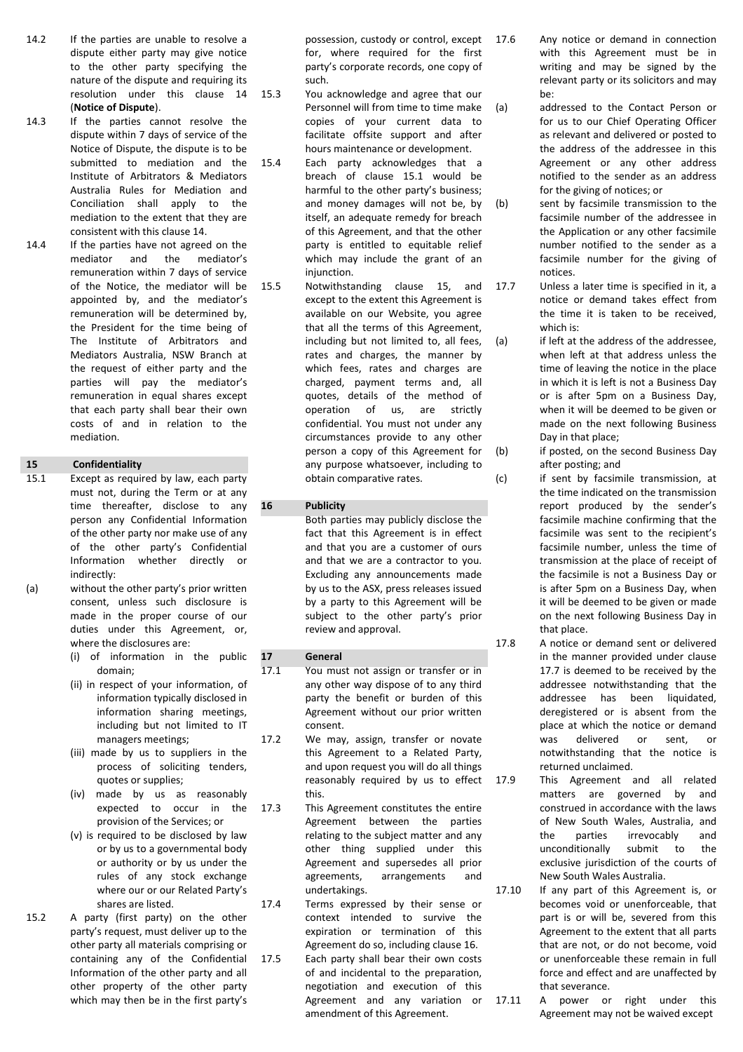14.2 If the parties are unable to resolve a dispute either party may give notice to the other party specifying the nature of the dispute and requiring its resolution under this clause 14 (**Notice of Dispute**).

14.3 If the parties cannot resolve the dispute within 7 days of service of the Notice of Dispute, the dispute is to be submitted to mediation and the Institute of Arbitrators & Mediators Australia Rules for Mediation and Conciliation shall apply to the mediation to the extent that they are consistent with this clause 14.

14.4 If the parties have not agreed on the mediator and the mediator's remuneration within 7 days of service of the Notice, the mediator will be appointed by, and the mediator's remuneration will be determined by, the President for the time being of The Institute of Arbitrators and Mediators Australia, NSW Branch at the request of either party and the parties will pay the mediator's remuneration in equal shares except that each party shall bear their own costs of and in relation to the mediation.

## 15 Confidentiality

15.1 Except as required by law, each party must not, during the Term or at any time thereafter, disclose to any person any Confidential Information of the other party nor make use of any of the other party's Confidential Information whether directly or indirectly:

(a) without the other party's prior written consent, unless such disclosure is made in the proper course of our duties under this Agreement, or, where the disclosures are:

- (i) of information in the public domain;
- (ii) in respect of your information, of information typically disclosed in information sharing meetings, including but not limited to IT managers meetings;
- (iii) made by us to suppliers in the process of soliciting tenders, quotes or supplies;
- (iv) made by us as reasonably expected to occur in the provision of the Services; or
- (v) is required to be disclosed by law or by us to a governmental body or authority or by us under the rules of any stock exchange where our or our Related Party's shares are listed.

15.2 A party (first party) on the other party's request, must deliver up to the other party all materials comprising or containing any of the Confidential Information of the other party and all other property of the other party which may then be in the first party's possession, custody or control, except for, where required for the first party's corporate records, one copy of such.

15.3 You acknowledge and agree that our Personnel will from time to time make copies of your current data to facilitate offsite support and after hours maintenance or development.

15.4 Each party acknowledges that a breach of clause 15.1 would be harmful to the other party's business; and money damages will not be, by itself, an adequate remedy for breach of this Agreement, and that the other party is entitled to equitable relief which may include the grant of an injunction.

15.5 Notwithstanding clause 15, and except to the extent this Agreement is available on our Website, you agree that all the terms of this Agreement, including but not limited to, all fees, rates and charges, the manner by which fees, rates and charges are charged, payment terms and, all quotes, details of the method of operation of us, are strictly confidential. You must not under any circumstances provide to any other person a copy of this Agreement for any purpose whatsoever, including to obtain comparative rates.

## 16 Publicity

Both parties may publicly disclose the fact that this Agreement is in effect and that you are a customer of ours and that we are a contractor to you. Excluding any announcements made by us to the ASX, press releases issued by a party to this Agreement will be subject to the other party's prior review and approval.

## 17 General

17.1 You must not assign or transfer or in any other way dispose of to any third party the benefit or burden of this Agreement without our prior written consent.

17.2 We may, assign, transfer or novate this Agreement to a Related Party, and upon request you will do all things reasonably required by us to effect this.

17.3 This Agreement constitutes the entire Agreement between the parties relating to the subject matter and any other thing supplied under this Agreement and supersedes all prior agreements, arrangements and undertakings.

17.4 Terms expressed by their sense or context intended to survive the expiration or termination of this Agreement do so, including clause 16.

17.5 Each party shall bear their own costs of and incidental to the preparation, negotiation and execution of this Agreement and any variation or amendment of this Agreement.

17.6 Any notice or demand in connection with this Agreement must be in writing and may be signed by the relevant party or its solicitors and may be:

(a) addressed to the Contact Person or for us to our Chief Operating Officer as relevant and delivered or posted to the address of the addressee in this Agreement or any other address notified to the sender as an address for the giving of notices; or

(b) sent by facsimile transmission to the facsimile number of the addressee in the Application or any other facsimile number notified to the sender as a facsimile number for the giving of notices.

17.7 Unless a later time is specified in it, a notice or demand takes effect from the time it is taken to be received, which is:

(a) if left at the address of the addressee, when left at that address unless the time of leaving the notice in the place in which it is left is not a Business Day or is after 5pm on a Business Day, when it will be deemed to be given or made on the next following Business Day in that place;

(b) if posted, on the second Business Day after posting; and

(c) if sent by facsimile transmission, at the time indicated on the transmission report produced by the sender's facsimile machine confirming that the facsimile was sent to the recipient's facsimile number, unless the time of transmission at the place of receipt of the facsimile is not a Business Day or is after 5pm on a Business Day, when it will be deemed to be given or made on the next following Business Day in that place.

17.8 A notice or demand sent or delivered in the manner provided under clause 17.7 is deemed to be received by the addressee notwithstanding that the addressee has been liquidated, deregistered or is absent from the place at which the notice or demand was delivered or sent, or notwithstanding that the notice is returned unclaimed.

17.9 This Agreement and all related matters are governed by and construed in accordance with the laws of New South Wales, Australia, and the parties irrevocably and unconditionally submit to the exclusive jurisdiction of the courts of New South Wales Australia.

17.10 If any part of this Agreement is, or becomes void or unenforceable, that part is or will be, severed from this Agreement to the extent that all parts that are not, or do not become, void or unenforceable these remain in full force and effect and are unaffected by that severance.

17.11 A power or right under this Agreement may not be waived except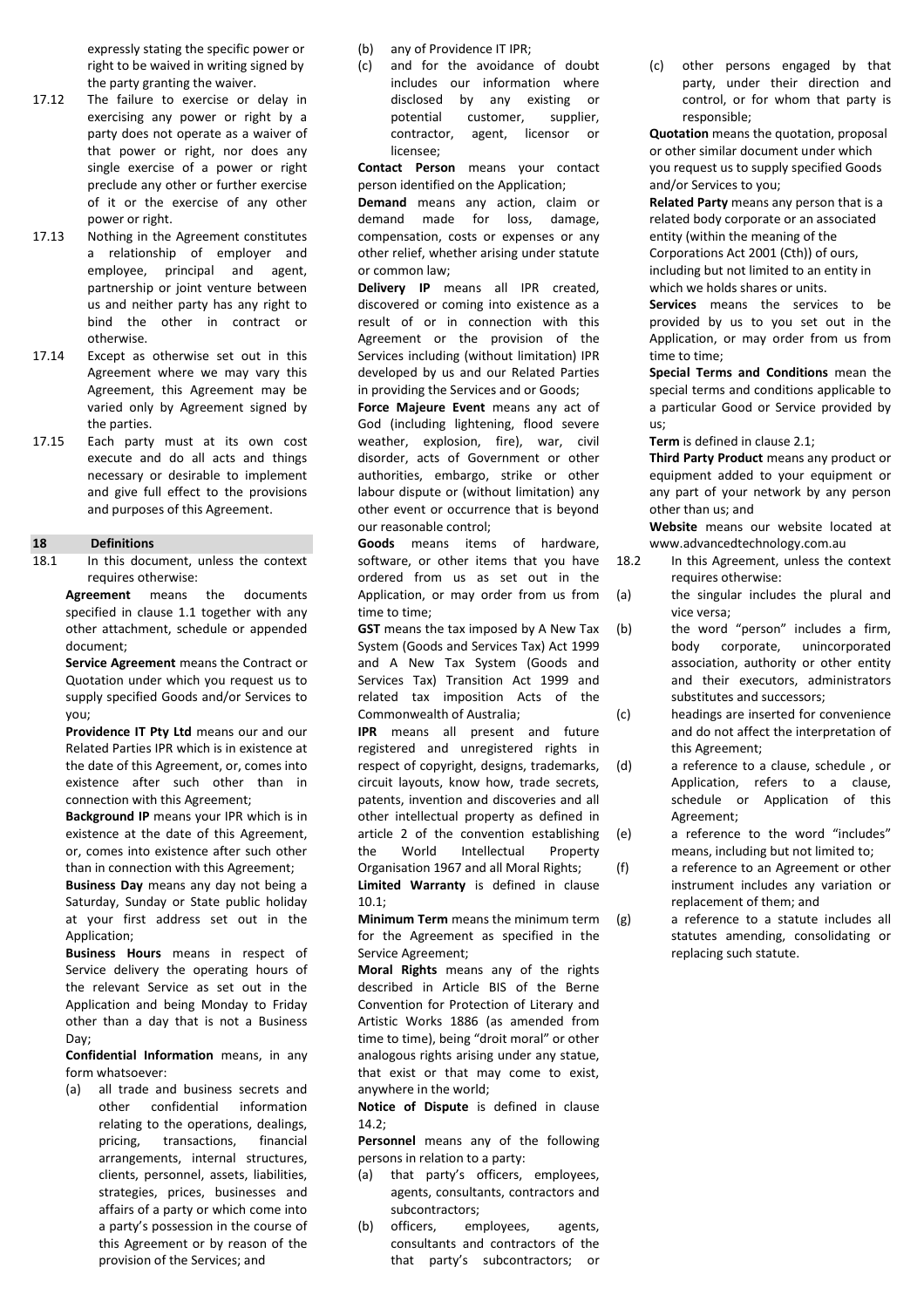expressly stating the specific power or right to be waived in writing signed by the party granting the waiver.

17.12 The failure to exercise or delay in exercising any power or right by a party does not operate as a waiver of that power or right, nor does any single exercise of a power or right preclude any other or further exercise of it or the exercise of any other power or right.

17.13 Nothing in the Agreement constitutes a relationship of employer and employee, principal and agent, partnership or joint venture between us and neither party has any right to bind the other in contract or otherwise.

17.14 Except as otherwise set out in this Agreement where we may vary this Agreement, this Agreement may be varied only by Agreement signed by the parties.

17.15 Each party must at its own cost execute and do all acts and things necessary or desirable to implement and give full effect to the provisions and purposes of this Agreement.

## 18 Definitions

18.1 In this document, unless the context requires otherwise:

**Agreement** means the documents specified in clause 1.1 together with any other attachment, schedule or appended document;

**Service Agreement** means the Contract or Quotation under which you request us to supply specified Goods and/or Services to you;

**Providence IT Pty Ltd** means our and our Related Parties IPR which is in existence at the date of this Agreement, or, comes into existence after such other than in connection with this Agreement;

**Background IP** means your IPR which is in existence at the date of this Agreement, or, comes into existence after such other than in connection with this Agreement;

**Business Day** means any day not being a Saturday, Sunday or State public holiday at your first address set out in the Application;

**Business Hours** means in respect of Service delivery the operating hours of the relevant Service as set out in the Application and being Monday to Friday other than a day that is not a Business Day;

**Confidential Information** means, in any form whatsoever:

(a) all trade and business secrets and other confidential information relating to the operations, dealings, pricing, transactions, financial arrangements, internal structures, clients, personnel, assets, liabilities, strategies, prices, businesses and affairs of a party or which come into a party's possession in the course of this Agreement or by reason of the provision of the Services; and

(b) any of Providence IT IPR;

(c) and for the avoidance of doubt includes our information where disclosed by any existing or potential customer, supplier, contractor, agent, licensor or licensee;

**Contact Person** means your contact person identified on the Application;

**Demand** means any action, claim or demand made for loss, damage, compensation, costs or expenses or any other relief, whether arising under statute or common law;

**Delivery IP** means all IPR created, discovered or coming into existence as a result of or in connection with this Agreement or the provision of the Services including (without limitation) IPR developed by us and our Related Parties in providing the Services and or Goods;

**Force Majeure Event** means any act of God (including lightening, flood severe weather, explosion, fire), war, civil disorder, acts of Government or other authorities, embargo, strike or other labour dispute or (without limitation) any other event or occurrence that is beyond our reasonable control;

**Goods** means items of hardware, software, or other items that you have ordered from us as set out in the Application, or may order from us from time to time;

**GST** means the tax imposed by A New Tax System (Goods and Services Tax) Act 1999 and A New Tax System (Goods and Services Tax) Transition Act 1999 and related tax imposition Acts of the Commonwealth of Australia;

**IPR** means all present and future registered and unregistered rights in respect of copyright, designs, trademarks, circuit layouts, know how, trade secrets, patents, invention and discoveries and all other intellectual property as defined in article 2 of the convention establishing the World Intellectual Property Organisation 1967 and all Moral Rights;

**Limited Warranty** is defined in clause 10.1;

**Minimum Term** means the minimum term for the Agreement as specified in the Service Agreement;

**Moral Rights** means any of the rights described in Article BIS of the Berne Convention for Protection of Literary and Artistic Works 1886 (as amended from time to time), being "droit moral" or other analogous rights arising under any statue, that exist or that may come to exist, anywhere in the world;

**Notice of Dispute** is defined in clause 14.2;

**Personnel** means any of the following persons in relation to a party:

(a) that party's officers, employees, agents, consultants, contractors and subcontractors;

(b) officers, employees, agents, consultants and contractors of the that party's subcontractors; or

(c) other persons engaged by that party, under their direction and control, or for whom that party is responsible;

**Quotation** means the quotation, proposal or other similar document under which you request us to supply specified Goods and/or Services to you;

**Related Party** means any person that is a related body corporate or an associated entity (within the meaning of the Corporations Act 2001 (Cth)) of ours, including but not limited to an entity in which we holds shares or units.

**Services** means the services to be provided by us to you set out in the Application, or may order from us from time to time;

**Special Terms and Conditions** mean the special terms and conditions applicable to a particular Good or Service provided by us;

**Term** is defined in clause 2.1;

**Third Party Product** means any product or equipment added to your equipment or any part of your network by any person other than us; and

**Website** means our website located at www.advancedtechnology.com.au

18.2 In this Agreement, unless the context requires otherwise:

(a) the singular includes the plural and vice versa;

(b) the word "person" includes a firm, body corporate, unincorporated association, authority or other entity and their executors, administrators substitutes and successors;

(c) headings are inserted for convenience and do not affect the interpretation of this Agreement;

(d) a reference to a clause, schedule , or Application, refers to a clause, schedule or Application of this Agreement;

(e) a reference to the word "includes" means, including but not limited to;

(f) a reference to an Agreement or other instrument includes any variation or replacement of them; and

(g) a reference to a statute includes all statutes amending, consolidating or replacing such statute.